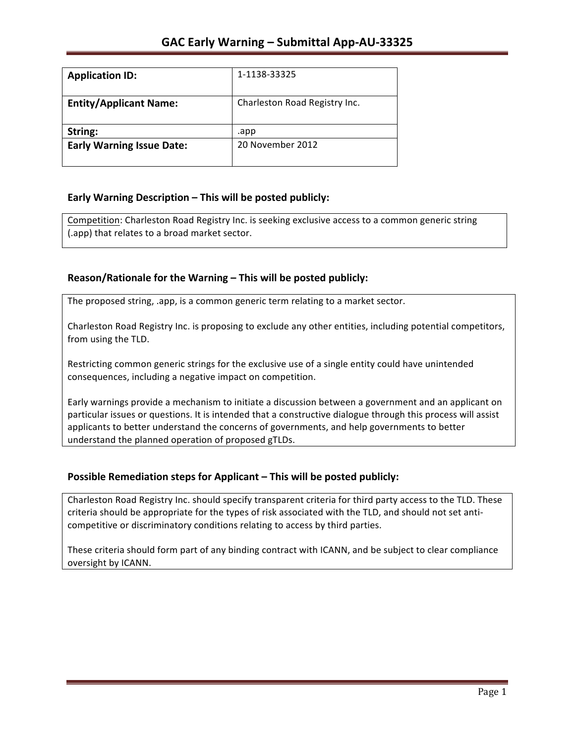# GAC Early Warning – Submittal App-AU-33325

| Application ID: | 1-1138-33325 |
|---|---|
| **Entity/Applicant Name:** | Charleston Road Registry Inc. |
| **String:** | .app |
| **Early Warning Issue Date:** | 20 November 2012 |

## Early Warning Description – This will be posted publicly:

Competition: Charleston Road Registry Inc. is seeking exclusive access to a common generic string (.app) that relates to a broad market sector.

## Reason/Rationale for the Warning – This will be posted publicly:

The proposed string, .app, is a common generic term relating to a market sector.

Charleston Road Registry Inc. is proposing to exclude any other entities, including potential competitors, from using the TLD.

Restricting common generic strings for the exclusive use of a single entity could have unintended consequences, including a negative impact on competition.

Early warnings provide a mechanism to initiate a discussion between a government and an applicant on particular issues or questions. It is intended that a constructive dialogue through this process will assist applicants to better understand the concerns of governments, and help governments to better understand the planned operation of proposed gTLDs.

## Possible Remediation steps for Applicant – This will be posted publicly:

Charleston Road Registry Inc. should specify transparent criteria for third party access to the TLD. These criteria should be appropriate for the types of risk associated with the TLD, and should not set anti-competitive or discriminatory conditions relating to access by third parties.

These criteria should form part of any binding contract with ICANN, and be subject to clear compliance oversight by ICANN.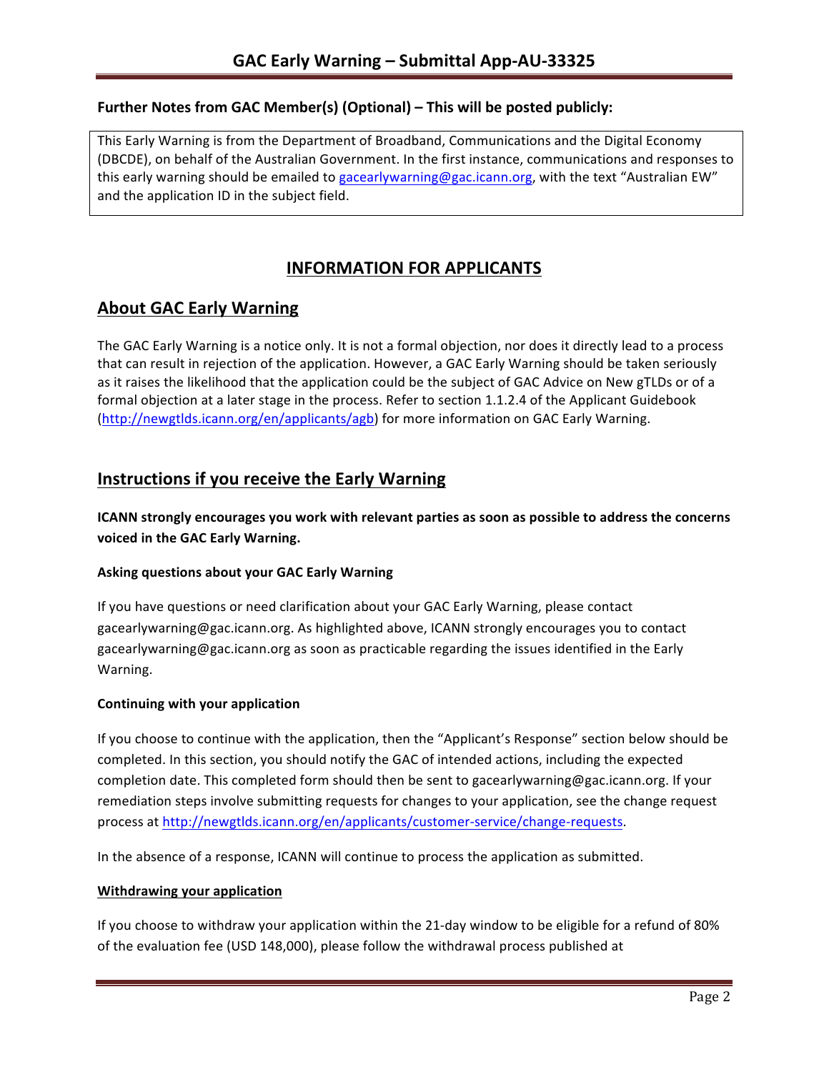## Further Notes from GAC Member(s) (Optional) – This will be posted publicly:

This Early Warning is from the Department of Broadband, Communications and the Digital Economy (DBCDE), on behalf of the Australian Government. In the first instance, communications and responses to this early warning should be emailed to gacearlywarning@gac.icann.org, with the text "Australian EW" and the application ID in the subject field.

# INFORMATION FOR APPLICANTS

## About GAC Early Warning

The GAC Early Warning is a notice only. It is not a formal objection, nor does it directly lead to a process that can result in rejection of the application. However, a GAC Early Warning should be taken seriously as it raises the likelihood that the application could be the subject of GAC Advice on New gTLDs or of a formal objection at a later stage in the process. Refer to section 1.1.2.4 of the Applicant Guidebook (http://newgtlds.icann.org/en/applicants/agb) for more information on GAC Early Warning.

## Instructions if you receive the Early Warning

**ICANN strongly encourages you work with relevant parties as soon as possible to address the concerns voiced in the GAC Early Warning.**

### Asking questions about your GAC Early Warning

If you have questions or need clarification about your GAC Early Warning, please contact gacearlywarning@gac.icann.org. As highlighted above, ICANN strongly encourages you to contact gacearlywarning@gac.icann.org as soon as practicable regarding the issues identified in the Early Warning.

### Continuing with your application

If you choose to continue with the application, then the "Applicant's Response" section below should be completed. In this section, you should notify the GAC of intended actions, including the expected completion date. This completed form should then be sent to gacearlywarning@gac.icann.org. If your remediation steps involve submitting requests for changes to your application, see the change request process at http://newgtlds.icann.org/en/applicants/customer-service/change-requests.

In the absence of a response, ICANN will continue to process the application as submitted.

### Withdrawing your application

If you choose to withdraw your application within the 21-day window to be eligible for a refund of 80% of the evaluation fee (USD 148,000), please follow the withdrawal process published at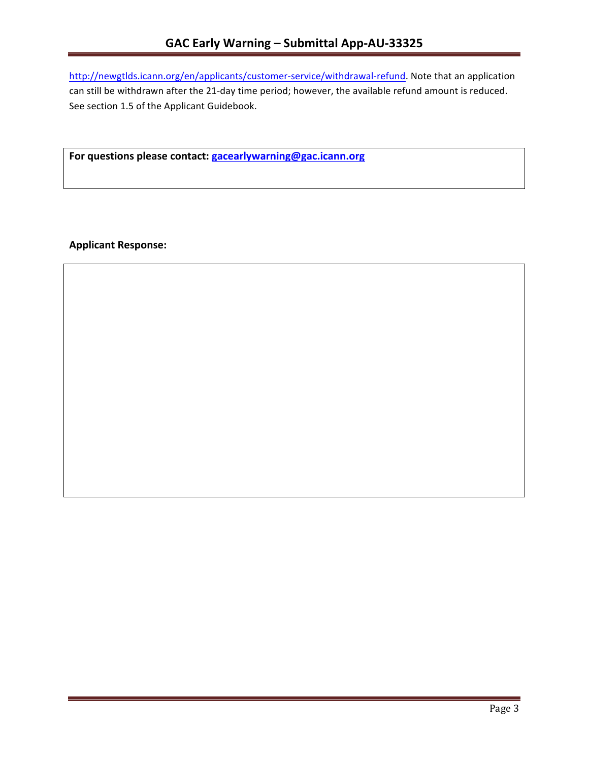http://newgtlds.icann.org/en/applicants/customer-service/withdrawal-refund. Note that an application can still be withdrawn after the 21-day time period; however, the available refund amount is reduced. See section 1.5 of the Applicant Guidebook.

**For questions please contact: gacearlywarning@gac.icann.org**

**Applicant Response:**